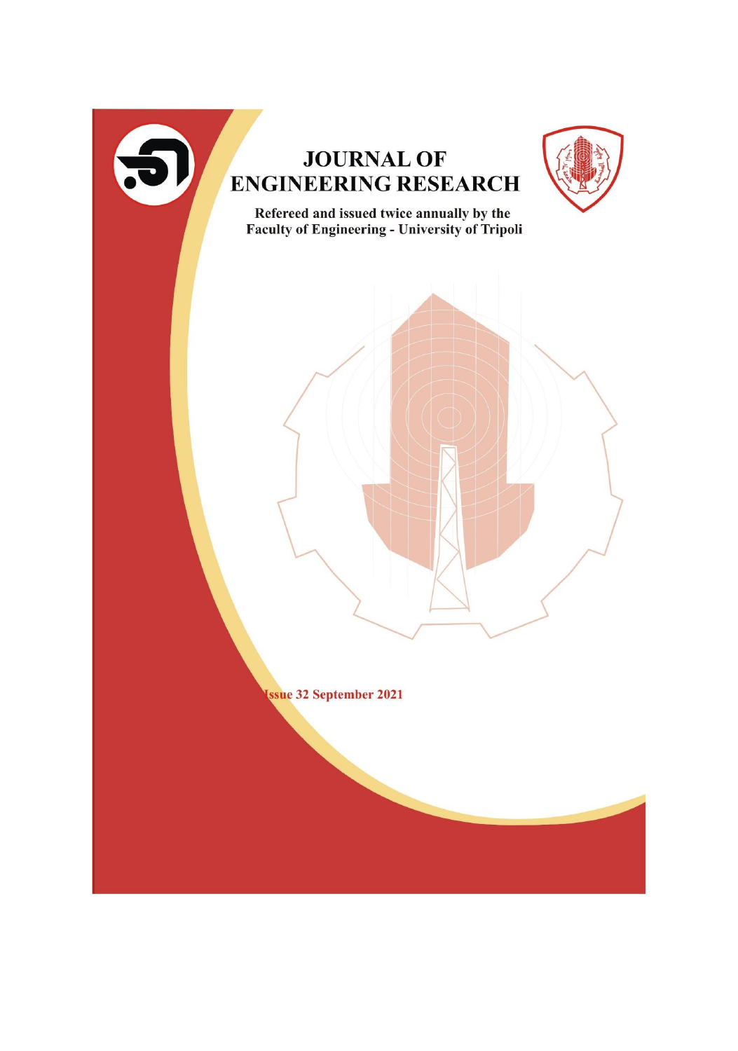# JOURNAL OF ENGINEERING RESEARCH

**Refereed and issued twice annually by the Faculty of Engineering - University of Tripoli**

**Issue 32 September 2021**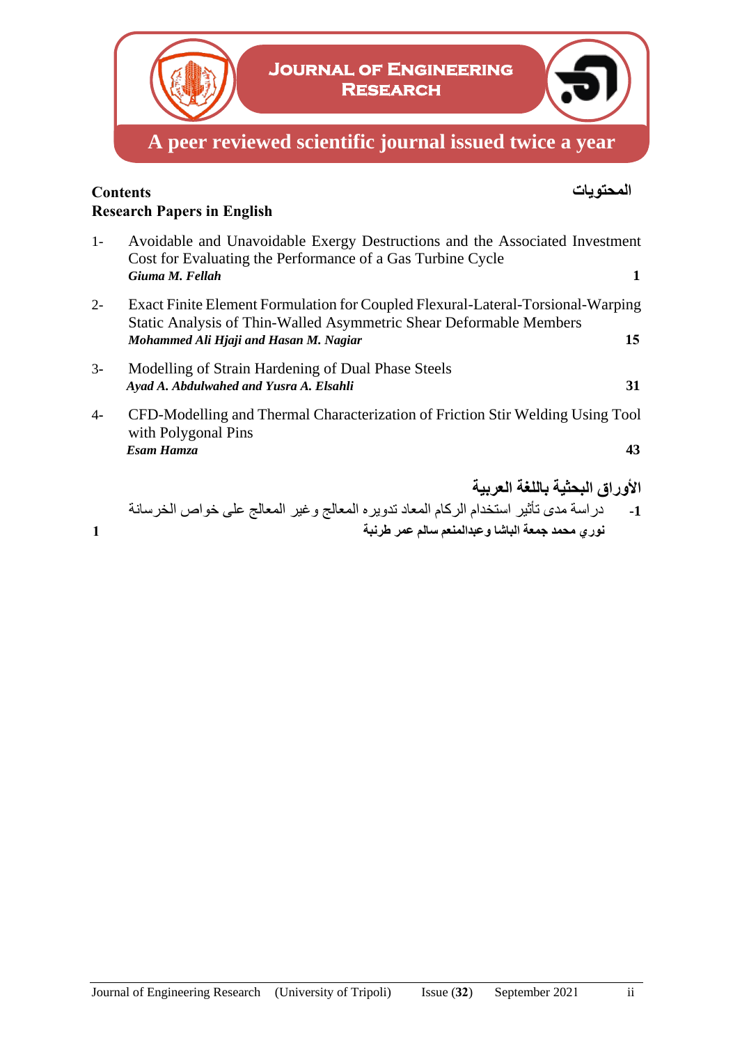# Journal of Engineering Research

**A peer reviewed scientific journal issued twice a year**

## Contents

المحتويات

### Research Papers in English

1- Avoidable and Unavoidable Exergy Destructions and the Associated Investment Cost for Evaluating the Performance of a Gas Turbine Cycle
***Giuma M. Fellah*** **1**

2- Exact Finite Element Formulation for Coupled Flexural-Lateral-Torsional-Warping Static Analysis of Thin-Walled Asymmetric Shear Deformable Members
***Mohammed Ali Hjaji and Hasan M. Nagiar*** **15**

3- Modelling of Strain Hardening of Dual Phase Steels
***Ayad A. Abdulwahed and Yusra A. Elsahli*** **31**

4- CFD-Modelling and Thermal Characterization of Friction Stir Welding Using Tool with Polygonal Pins
***Esam Hamza*** **43**

### الأوراق البحثية باللغة العربية

**1-** دراسة مدى تأثير استخدام الركام المعاد تدويره المعالج وغير المعالج على خواص الخرسانة
**نوري محمد جمعة الباشا وعبدالمنعم سالم عمر طرنبة** **1**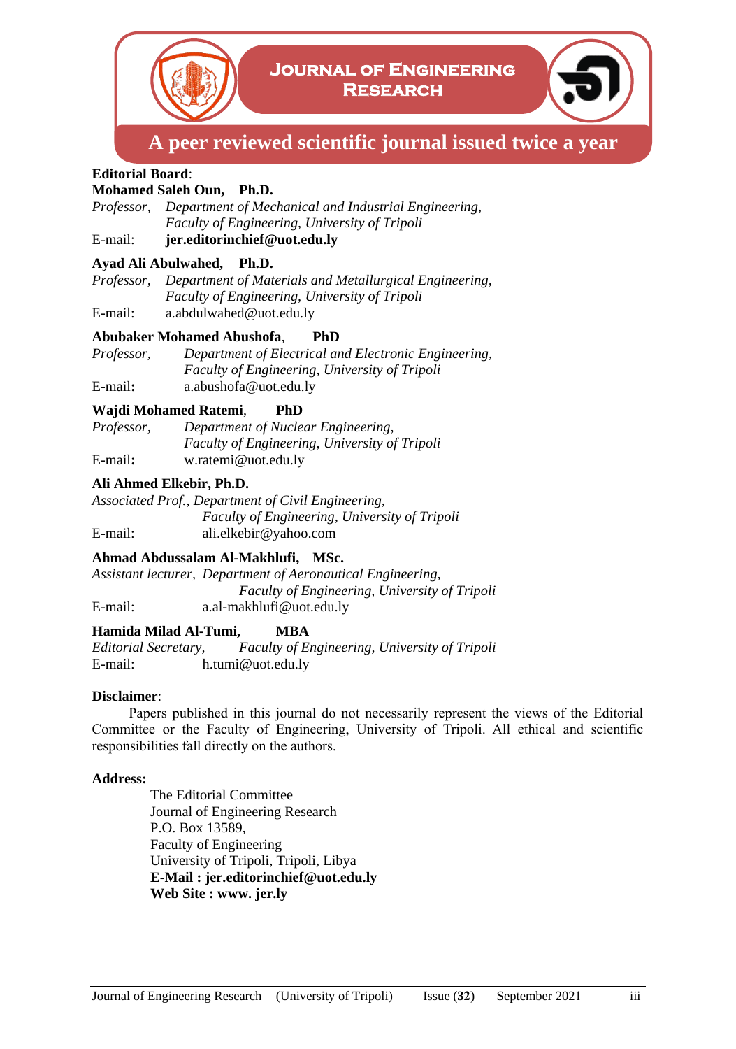# Journal of Engineering Research

## A peer reviewed scientific journal issued twice a year

**Editorial Board**:

**Mohamed Saleh Oun, Ph.D.**
*Professor, Department of Mechanical and Industrial Engineering, Faculty of Engineering, University of Tripoli*
E-mail: **jer.editorinchief@uot.edu.ly**

**Ayad Ali Abulwahed, Ph.D.**
*Professor, Department of Materials and Metallurgical Engineering, Faculty of Engineering, University of Tripoli*
E-mail: a.abdulwahed@uot.edu.ly

**Abubaker Mohamed Abushofa, PhD**
*Professor, Department of Electrical and Electronic Engineering, Faculty of Engineering, University of Tripoli*
E-mail: a.abushofa@uot.edu.ly

**Wajdi Mohamed Ratemi, PhD**
*Professor, Department of Nuclear Engineering, Faculty of Engineering, University of Tripoli*
E-mail: w.ratemi@uot.edu.ly

**Ali Ahmed Elkebir, Ph.D.**
*Associated Prof., Department of Civil Engineering, Faculty of Engineering, University of Tripoli*
E-mail: ali.elkebir@yahoo.com

**Ahmad Abdussalam Al-Makhlufi, MSc.**
*Assistant lecturer, Department of Aeronautical Engineering, Faculty of Engineering, University of Tripoli*
E-mail: a.al-makhlufi@uot.edu.ly

**Hamida Milad Al-Tumi, MBA**
*Editorial Secretary, Faculty of Engineering, University of Tripoli*
E-mail: h.tumi@uot.edu.ly

**Disclaimer**:

Papers published in this journal do not necessarily represent the views of the Editorial Committee or the Faculty of Engineering, University of Tripoli. All ethical and scientific responsibilities fall directly on the authors.

**Address:**

The Editorial Committee
Journal of Engineering Research
P.O. Box 13589,
Faculty of Engineering
University of Tripoli, Tripoli, Libya
**E-Mail : jer.editorinchief@uot.edu.ly**
**Web Site : www. jer.ly**